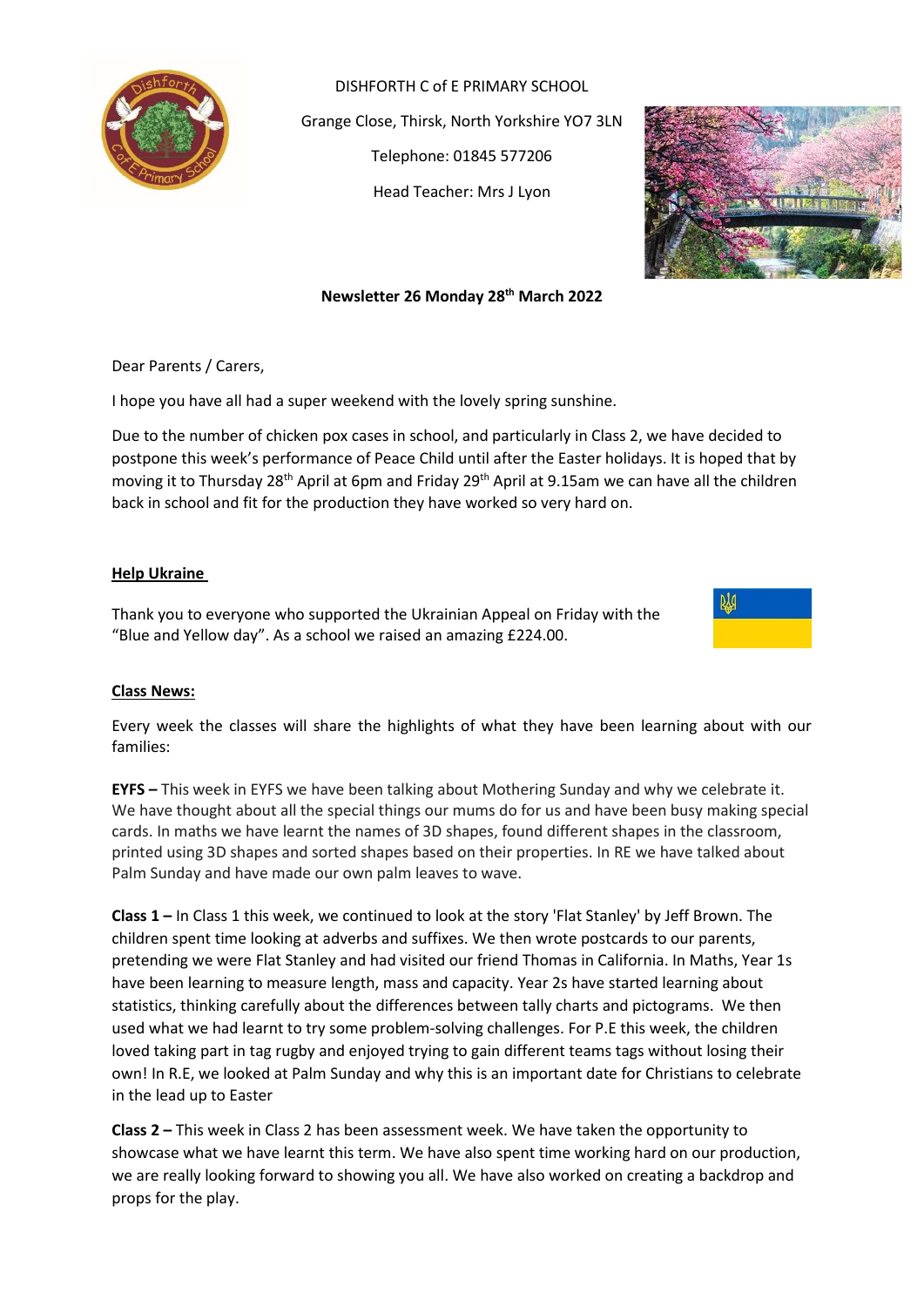DISHFORTH C of E PRIMARY SCHOOL

Grange Close, Thirsk, North Yorkshire YO7 3LN

Telephone: 01845 577206

Head Teacher: Mrs J Lyon

**Newsletter 26 Monday 28th March 2022**

Dear Parents / Carers,

I hope you have all had a super weekend with the lovely spring sunshine.

Due to the number of chicken pox cases in school, and particularly in Class 2, we have decided to postpone this week's performance of Peace Child until after the Easter holidays. It is hoped that by moving it to Thursday 28th April at 6pm and Friday 29th April at 9.15am we can have all the children back in school and fit for the production they have worked so very hard on.

## Help Ukraine

Thank you to everyone who supported the Ukrainian Appeal on Friday with the "Blue and Yellow day". As a school we raised an amazing £224.00.

## Class News:

Every week the classes will share the highlights of what they have been learning about with our families:

**EYFS –** This week in EYFS we have been talking about Mothering Sunday and why we celebrate it. We have thought about all the special things our mums do for us and have been busy making special cards. In maths we have learnt the names of 3D shapes, found different shapes in the classroom, printed using 3D shapes and sorted shapes based on their properties. In RE we have talked about Palm Sunday and have made our own palm leaves to wave.

**Class 1 –** In Class 1 this week, we continued to look at the story 'Flat Stanley' by Jeff Brown. The children spent time looking at adverbs and suffixes. We then wrote postcards to our parents, pretending we were Flat Stanley and had visited our friend Thomas in California. In Maths, Year 1s have been learning to measure length, mass and capacity. Year 2s have started learning about statistics, thinking carefully about the differences between tally charts and pictograms. We then used what we had learnt to try some problem-solving challenges. For P.E this week, the children loved taking part in tag rugby and enjoyed trying to gain different teams tags without losing their own! In R.E, we looked at Palm Sunday and why this is an important date for Christians to celebrate in the lead up to Easter

**Class 2 –** This week in Class 2 has been assessment week. We have taken the opportunity to showcase what we have learnt this term. We have also spent time working hard on our production, we are really looking forward to showing you all. We have also worked on creating a backdrop and props for the play.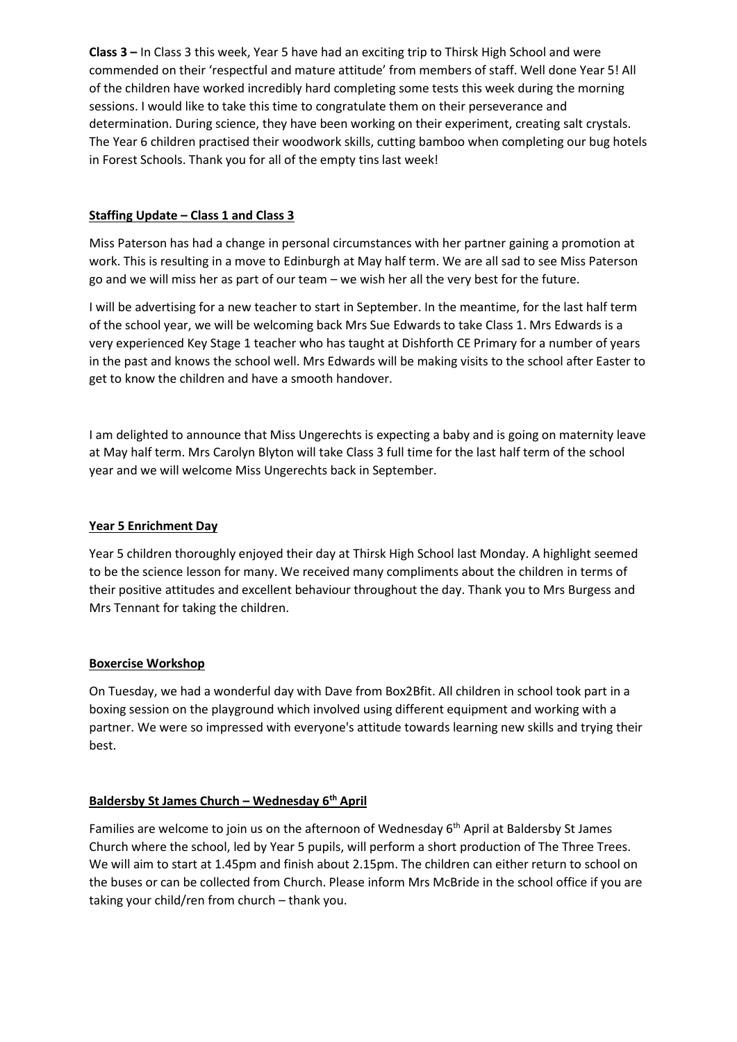**Class 3 –** In Class 3 this week, Year 5 have had an exciting trip to Thirsk High School and were commended on their 'respectful and mature attitude' from members of staff. Well done Year 5! All of the children have worked incredibly hard completing some tests this week during the morning sessions. I would like to take this time to congratulate them on their perseverance and determination. During science, they have been working on their experiment, creating salt crystals. The Year 6 children practised their woodwork skills, cutting bamboo when completing our bug hotels in Forest Schools. Thank you for all of the empty tins last week!

**Staffing Update – Class 1 and Class 3**

Miss Paterson has had a change in personal circumstances with her partner gaining a promotion at work. This is resulting in a move to Edinburgh at May half term. We are all sad to see Miss Paterson go and we will miss her as part of our team – we wish her all the very best for the future.

I will be advertising for a new teacher to start in September. In the meantime, for the last half term of the school year, we will be welcoming back Mrs Sue Edwards to take Class 1. Mrs Edwards is a very experienced Key Stage 1 teacher who has taught at Dishforth CE Primary for a number of years in the past and knows the school well. Mrs Edwards will be making visits to the school after Easter to get to know the children and have a smooth handover.

I am delighted to announce that Miss Ungerechts is expecting a baby and is going on maternity leave at May half term. Mrs Carolyn Blyton will take Class 3 full time for the last half term of the school year and we will welcome Miss Ungerechts back in September.

**Year 5 Enrichment Day**

Year 5 children thoroughly enjoyed their day at Thirsk High School last Monday. A highlight seemed to be the science lesson for many. We received many compliments about the children in terms of their positive attitudes and excellent behaviour throughout the day. Thank you to Mrs Burgess and Mrs Tennant for taking the children.

**Boxercise Workshop**

On Tuesday, we had a wonderful day with Dave from Box2Bfit. All children in school took part in a boxing session on the playground which involved using different equipment and working with a partner. We were so impressed with everyone's attitude towards learning new skills and trying their best.

**Baldersby St James Church – Wednesday 6th April**

Families are welcome to join us on the afternoon of Wednesday 6th April at Baldersby St James Church where the school, led by Year 5 pupils, will perform a short production of The Three Trees. We will aim to start at 1.45pm and finish about 2.15pm. The children can either return to school on the buses or can be collected from Church. Please inform Mrs McBride in the school office if you are taking your child/ren from church – thank you.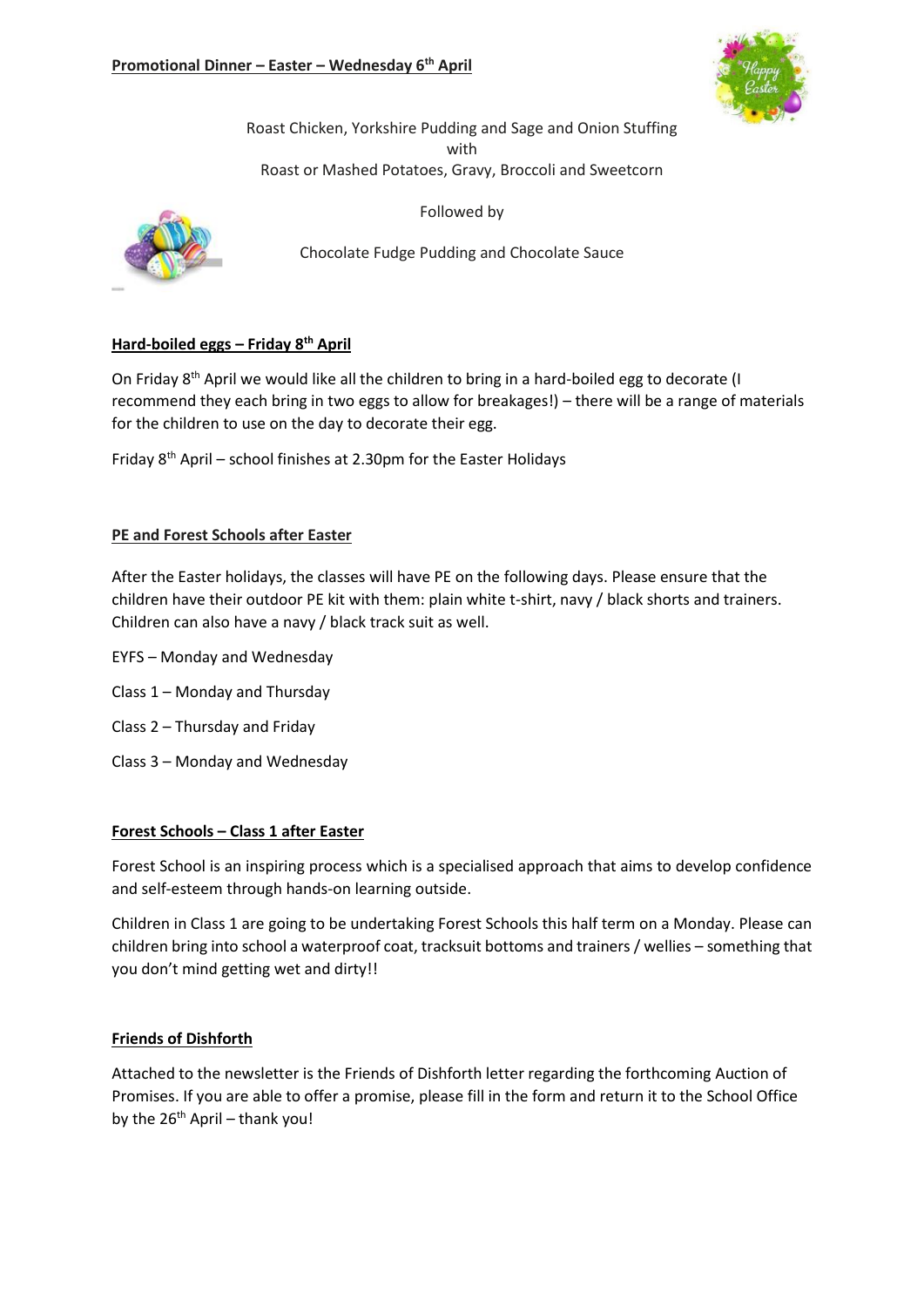**Promotional Dinner – Easter – Wednesday 6th April**

Roast Chicken, Yorkshire Pudding and Sage and Onion Stuffing
with
Roast or Mashed Potatoes, Gravy, Broccoli and Sweetcorn

Followed by

Chocolate Fudge Pudding and Chocolate Sauce

**Hard-boiled eggs – Friday 8th April**

On Friday 8th April we would like all the children to bring in a hard-boiled egg to decorate (I recommend they each bring in two eggs to allow for breakages!) – there will be a range of materials for the children to use on the day to decorate their egg.

Friday 8th April – school finishes at 2.30pm for the Easter Holidays

**PE and Forest Schools after Easter**

After the Easter holidays, the classes will have PE on the following days. Please ensure that the children have their outdoor PE kit with them: plain white t-shirt, navy / black shorts and trainers. Children can also have a navy / black track suit as well.

EYFS – Monday and Wednesday

Class 1 – Monday and Thursday

Class 2 – Thursday and Friday

Class 3 – Monday and Wednesday

**Forest Schools – Class 1 after Easter**

Forest School is an inspiring process which is a specialised approach that aims to develop confidence and self-esteem through hands-on learning outside.

Children in Class 1 are going to be undertaking Forest Schools this half term on a Monday. Please can children bring into school a waterproof coat, tracksuit bottoms and trainers / wellies – something that you don't mind getting wet and dirty!!

**Friends of Dishforth**

Attached to the newsletter is the Friends of Dishforth letter regarding the forthcoming Auction of Promises. If you are able to offer a promise, please fill in the form and return it to the School Office by the 26th April – thank you!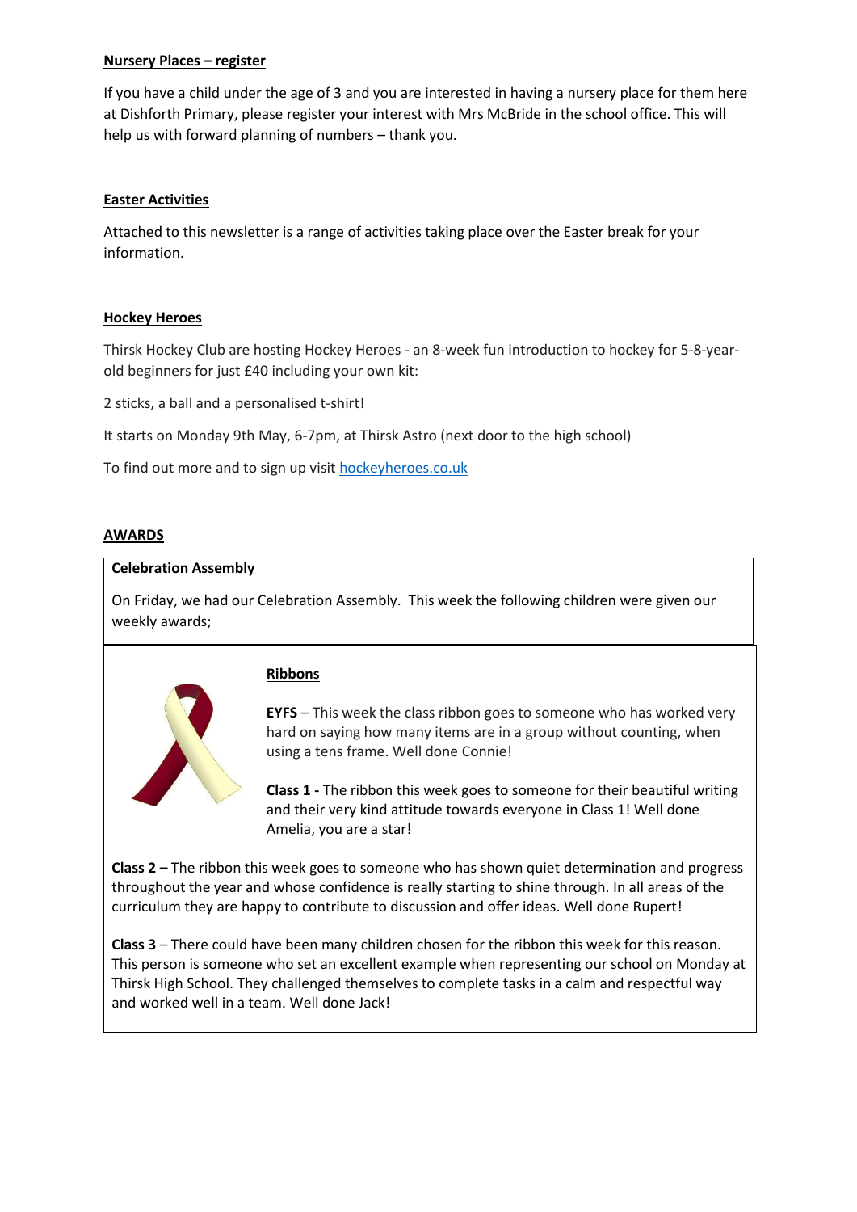**Nursery Places – register**

If you have a child under the age of 3 and you are interested in having a nursery place for them here at Dishforth Primary, please register your interest with Mrs McBride in the school office. This will help us with forward planning of numbers – thank you.

**Easter Activities**

Attached to this newsletter is a range of activities taking place over the Easter break for your information.

**Hockey Heroes**

Thirsk Hockey Club are hosting Hockey Heroes - an 8-week fun introduction to hockey for 5-8-year-old beginners for just £40 including your own kit:

2 sticks, a ball and a personalised t-shirt!

It starts on Monday 9th May, 6-7pm, at Thirsk Astro (next door to the high school)

To find out more and to sign up visit [hockeyheroes.co.uk](hockeyheroes.co.uk)

## AWARDS

**Celebration Assembly**

On Friday, we had our Celebration Assembly. This week the following children were given our weekly awards;

**Ribbons**

**EYFS** – This week the class ribbon goes to someone who has worked very hard on saying how many items are in a group without counting, when using a tens frame. Well done Connie!

**Class 1 -** The ribbon this week goes to someone for their beautiful writing and their very kind attitude towards everyone in Class 1! Well done Amelia, you are a star!

**Class 2 –** The ribbon this week goes to someone who has shown quiet determination and progress throughout the year and whose confidence is really starting to shine through. In all areas of the curriculum they are happy to contribute to discussion and offer ideas. Well done Rupert!

**Class 3** – There could have been many children chosen for the ribbon this week for this reason. This person is someone who set an excellent example when representing our school on Monday at Thirsk High School. They challenged themselves to complete tasks in a calm and respectful way and worked well in a team. Well done Jack!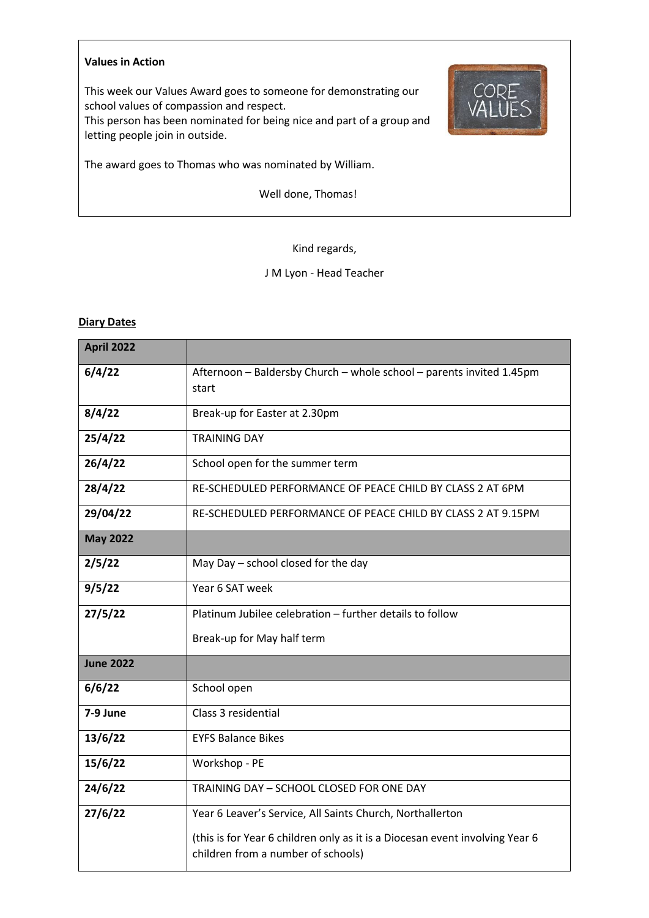**Values in Action**

This week our Values Award goes to someone for demonstrating our school values of compassion and respect.
This person has been nominated for being nice and part of a group and letting people join in outside.

The award goes to Thomas who was nominated by William.

Well done, Thomas!

Kind regards,

J M Lyon - Head Teacher

**Diary Dates**

| **April 2022** | |
|---|---|
| **6/4/22** | Afternoon – Baldersby Church – whole school – parents invited 1.45pm start |
| **8/4/22** | Break-up for Easter at 2.30pm |
| **25/4/22** | TRAINING DAY |
| **26/4/22** | School open for the summer term |
| **28/4/22** | RE-SCHEDULED PERFORMANCE OF PEACE CHILD BY CLASS 2 AT 6PM |
| **29/04/22** | RE-SCHEDULED PERFORMANCE OF PEACE CHILD BY CLASS 2 AT 9.15PM |
| **May 2022** | |
| **2/5/22** | May Day – school closed for the day |
| **9/5/22** | Year 6 SAT week |
| **27/5/22** | Platinum Jubilee celebration – further details to follow<br>Break-up for May half term |
| **June 2022** | |
| **6/6/22** | School open |
| **7-9 June** | Class 3 residential |
| **13/6/22** | EYFS Balance Bikes |
| **15/6/22** | Workshop - PE |
| **24/6/22** | TRAINING DAY – SCHOOL CLOSED FOR ONE DAY |
| **27/6/22** | Year 6 Leaver's Service, All Saints Church, Northallerton<br>(this is for Year 6 children only as it is a Diocesan event involving Year 6 children from a number of schools) |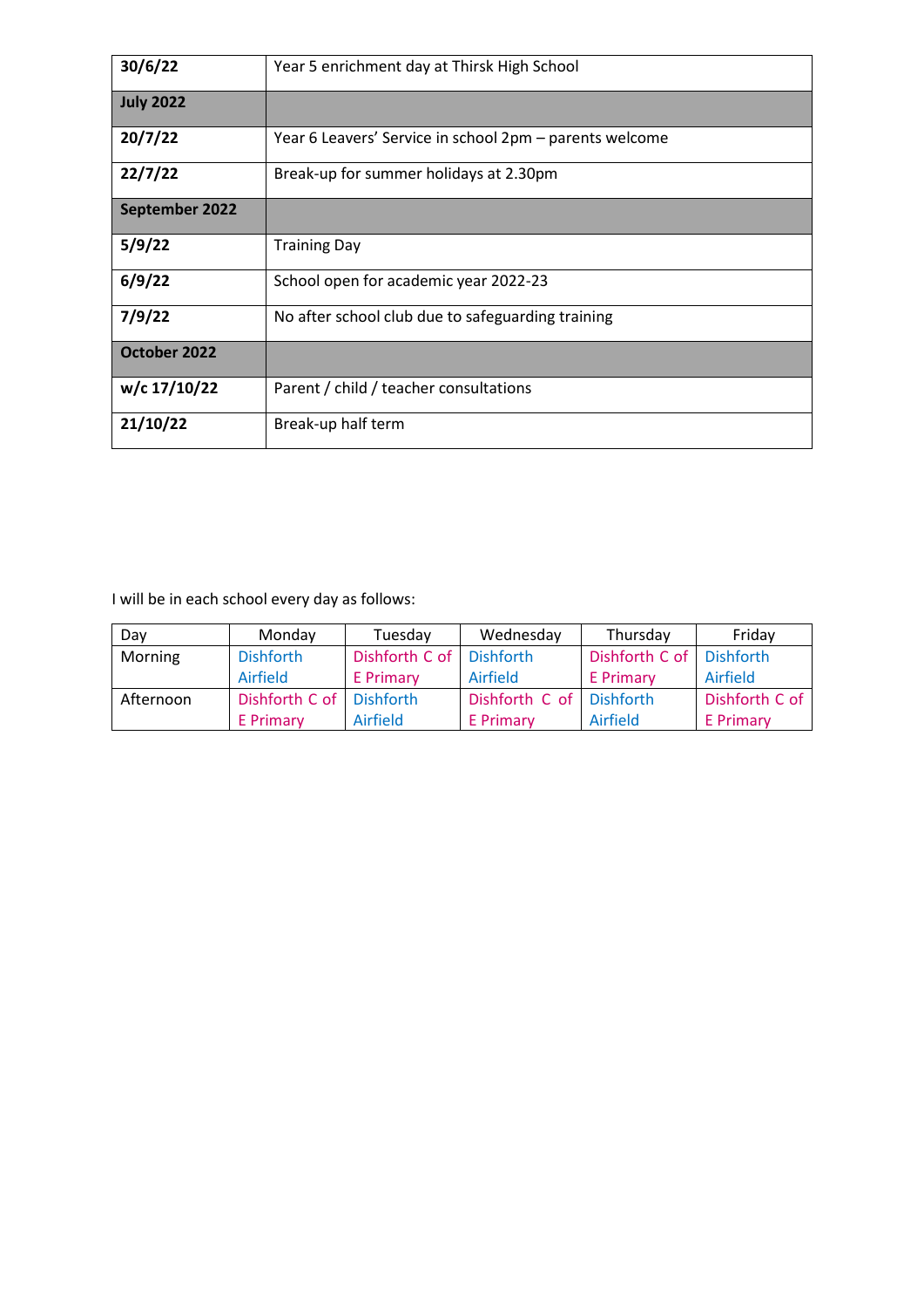| | |
|---|---|
| **30/6/22** | Year 5 enrichment day at Thirsk High School |
| **July 2022** | |
| **20/7/22** | Year 6 Leavers' Service in school 2pm – parents welcome |
| **22/7/22** | Break-up for summer holidays at 2.30pm |
| **September 2022** | |
| **5/9/22** | Training Day |
| **6/9/22** | School open for academic year 2022-23 |
| **7/9/22** | No after school club due to safeguarding training |
| **October 2022** | |
| **w/c 17/10/22** | Parent / child / teacher consultations |
| **21/10/22** | Break-up half term |

I will be in each school every day as follows:

| Day | Monday | Tuesday | Wednesday | Thursday | Friday |
|---|---|---|---|---|---|
| Morning | Dishforth Airfield | Dishforth C of E Primary | Dishforth Airfield | Dishforth C of E Primary | Dishforth Airfield |
| Afternoon | Dishforth C of E Primary | Dishforth Airfield | Dishforth C of E Primary | Dishforth Airfield | Dishforth C of E Primary |